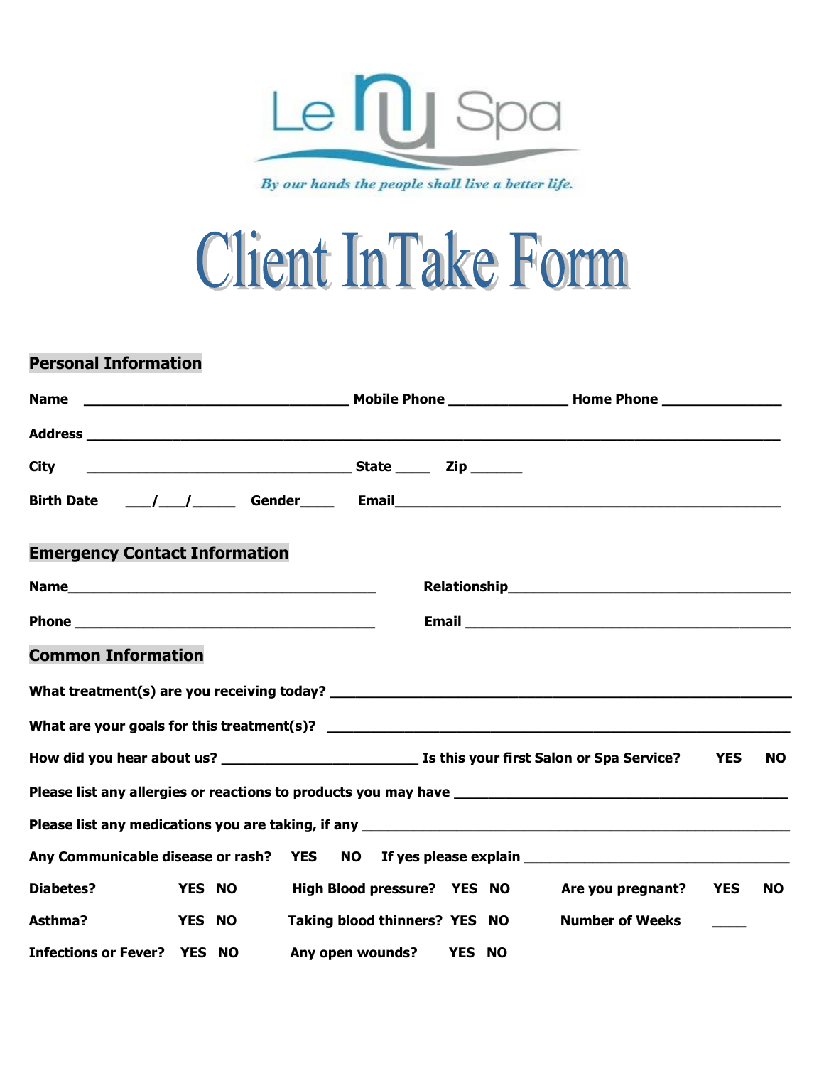Le nu Spa

*By our hands the people shall live a better life.*

# Client InTake Form

## Personal Information

**Name** ________________________________ **Mobile Phone** ______________ **Home Phone** ______________

**Address** ______________________________________________________________________________

**City** ________________________________ **State** ____ **Zip** ______

**Birth Date** ___/___/_____ **Gender**____ **Email**_____________________________________________

## Emergency Contact Information

**Name**_____________________________________ **Relationship**________________________________

**Phone** ____________________________________ **Email** ______________________________________

## Common Information

**What treatment(s) are you receiving today?** ________________________________________________

**What are your goals for this treatment(s)?** ________________________________________________

**How did you hear about us?** ________________________ **Is this your first Salon or Spa Service? YES NO**

**Please list any allergies or reactions to products you may have** _____________________________________

**Please list any medications you are taking, if any** ____________________________________________

**Any Communicable disease or rash? YES NO If yes please explain** _____________________________

**Diabetes? YES NO** **High Blood pressure? YES NO** **Are you pregnant? YES NO**

**Asthma? YES NO** **Taking blood thinners? YES NO** **Number of Weeks** ____

**Infections or Fever? YES NO** **Any open wounds? YES NO**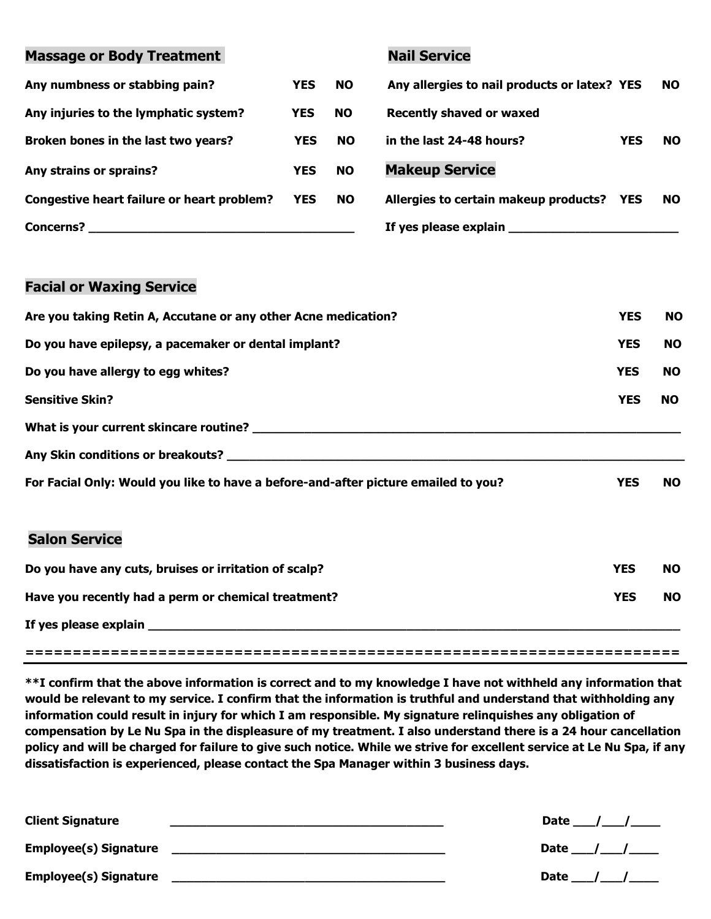## Massage or Body Treatment

**Any numbness or stabbing pain?** YES NO

**Any injuries to the lymphatic system?** YES NO

**Broken bones in the last two years?** YES NO

**Any strains or sprains?** YES NO

**Congestive heart failure or heart problem?** YES NO

**Concerns?** _______________________________________

## Nail Service

**Any allergies to nail products or latex?** YES NO

**Recently shaved or waxed in the last 24-48 hours?** YES NO

## Makeup Service

**Allergies to certain makeup products?** YES NO

**If yes please explain** ________________________

## Facial or Waxing Service

**Are you taking Retin A, Accutane or any other Acne medication?** YES NO

**Do you have epilepsy, a pacemaker or dental implant?** YES NO

**Do you have allergy to egg whites?** YES NO

**Sensitive Skin?** YES NO

**What is your current skincare routine?** ______________________________________________________________

**Any Skin conditions or breakouts?** ___________________________________________________________________

**For Facial Only: Would you like to have a before-and-after picture emailed to you?** YES NO

## Salon Service

**Do you have any cuts, bruises or irritation of scalp?** YES NO

**Have you recently had a perm or chemical treatment?** YES NO

**If yes please explain** ____________________________________________________________________________

==================================================================

**\*\*I confirm that the above information is correct and to my knowledge I have not withheld any information that would be relevant to my service. I confirm that the information is truthful and understand that withholding any information could result in injury for which I am responsible. My signature relinquishes any obligation of compensation by Le Nu Spa in the displeasure of my treatment. I also understand there is a 24 hour cancellation policy and will be charged for failure to give such notice. While we strive for excellent service at Le Nu Spa, if any dissatisfaction is experienced, please contact the Spa Manager within 3 business days.**

**Client Signature** ________________________________________ **Date** ___/___/____

**Employee(s) Signature** ________________________________________ **Date** ___/___/____

**Employee(s) Signature** ________________________________________ **Date** ___/___/____